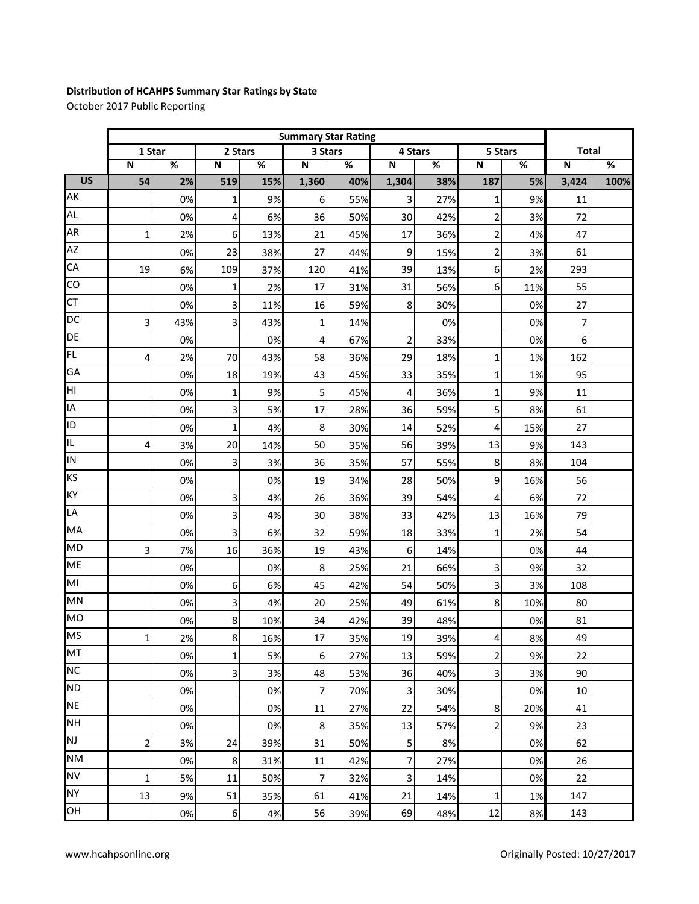**Distribution of HCAHPS Summary Star Ratings by State**

October 2017 Public Reporting

| | Summary Star Rating | | | | | | | | | | | |
|---|---|---|---|---|---|---|---|---|---|---|---|---|
| | 1 Star | | 2 Stars | | 3 Stars | | 4 Stars | | 5 Stars | | Total | |
| | N | % | N | % | N | % | N | % | N | % | N | % |
| **US** | **54** | **2%** | **519** | **15%** | **1,360** | **40%** | **1,304** | **38%** | **187** | **5%** | **3,424** | **100%** |
| AK | | 0% | 1 | 9% | 6 | 55% | 3 | 27% | 1 | 9% | 11 | |
| AL | | 0% | 4 | 6% | 36 | 50% | 30 | 42% | 2 | 3% | 72 | |
| AR | 1 | 2% | 6 | 13% | 21 | 45% | 17 | 36% | 2 | 4% | 47 | |
| AZ | | 0% | 23 | 38% | 27 | 44% | 9 | 15% | 2 | 3% | 61 | |
| CA | 19 | 6% | 109 | 37% | 120 | 41% | 39 | 13% | 6 | 2% | 293 | |
| CO | | 0% | 1 | 2% | 17 | 31% | 31 | 56% | 6 | 11% | 55 | |
| CT | | 0% | 3 | 11% | 16 | 59% | 8 | 30% | | 0% | 27 | |
| DC | 3 | 43% | 3 | 43% | 1 | 14% | | 0% | | 0% | 7 | |
| DE | | 0% | | 0% | 4 | 67% | 2 | 33% | | 0% | 6 | |
| FL | 4 | 2% | 70 | 43% | 58 | 36% | 29 | 18% | 1 | 1% | 162 | |
| GA | | 0% | 18 | 19% | 43 | 45% | 33 | 35% | 1 | 1% | 95 | |
| HI | | 0% | 1 | 9% | 5 | 45% | 4 | 36% | 1 | 9% | 11 | |
| IA | | 0% | 3 | 5% | 17 | 28% | 36 | 59% | 5 | 8% | 61 | |
| ID | | 0% | 1 | 4% | 8 | 30% | 14 | 52% | 4 | 15% | 27 | |
| IL | 4 | 3% | 20 | 14% | 50 | 35% | 56 | 39% | 13 | 9% | 143 | |
| IN | | 0% | 3 | 3% | 36 | 35% | 57 | 55% | 8 | 8% | 104 | |
| KS | | 0% | | 0% | 19 | 34% | 28 | 50% | 9 | 16% | 56 | |
| KY | | 0% | 3 | 4% | 26 | 36% | 39 | 54% | 4 | 6% | 72 | |
| LA | | 0% | 3 | 4% | 30 | 38% | 33 | 42% | 13 | 16% | 79 | |
| MA | | 0% | 3 | 6% | 32 | 59% | 18 | 33% | 1 | 2% | 54 | |
| MD | 3 | 7% | 16 | 36% | 19 | 43% | 6 | 14% | | 0% | 44 | |
| ME | | 0% | | 0% | 8 | 25% | 21 | 66% | 3 | 9% | 32 | |
| MI | | 0% | 6 | 6% | 45 | 42% | 54 | 50% | 3 | 3% | 108 | |
| MN | | 0% | 3 | 4% | 20 | 25% | 49 | 61% | 8 | 10% | 80 | |
| MO | | 0% | 8 | 10% | 34 | 42% | 39 | 48% | | 0% | 81 | |
| MS | 1 | 2% | 8 | 16% | 17 | 35% | 19 | 39% | 4 | 8% | 49 | |
| MT | | 0% | 1 | 5% | 6 | 27% | 13 | 59% | 2 | 9% | 22 | |
| NC | | 0% | 3 | 3% | 48 | 53% | 36 | 40% | 3 | 3% | 90 | |
| ND | | 0% | | 0% | 7 | 70% | 3 | 30% | | 0% | 10 | |
| NE | | 0% | | 0% | 11 | 27% | 22 | 54% | 8 | 20% | 41 | |
| NH | | 0% | | 0% | 8 | 35% | 13 | 57% | 2 | 9% | 23 | |
| NJ | 2 | 3% | 24 | 39% | 31 | 50% | 5 | 8% | | 0% | 62 | |
| NM | | 0% | 8 | 31% | 11 | 42% | 7 | 27% | | 0% | 26 | |
| NV | 1 | 5% | 11 | 50% | 7 | 32% | 3 | 14% | | 0% | 22 | |
| NY | 13 | 9% | 51 | 35% | 61 | 41% | 21 | 14% | 1 | 1% | 147 | |
| OH | | 0% | 6 | 4% | 56 | 39% | 69 | 48% | 12 | 8% | 143 | |

www.hcahpsonline.org

Originally Posted: 10/27/2017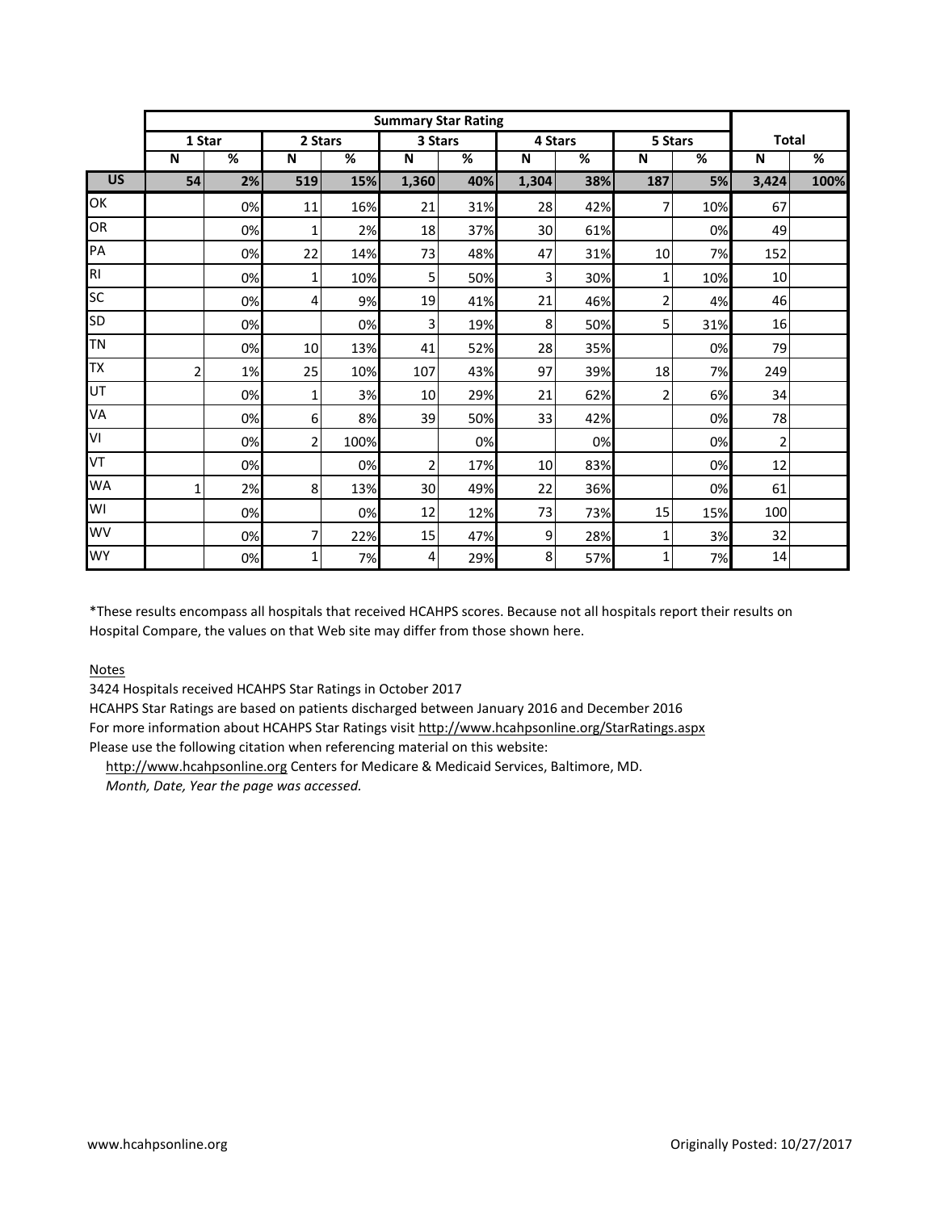| | Summary Star Rating | | | | | | | | | | | |
|---|---|---|---|---|---|---|---|---|---|---|---|---|
| | 1 Star | | 2 Stars | | 3 Stars | | 4 Stars | | 5 Stars | | Total | |
| | N | % | N | % | N | % | N | % | N | % | N | % |
| **US** | **54** | **2%** | **519** | **15%** | **1,360** | **40%** | **1,304** | **38%** | **187** | **5%** | **3,424** | **100%** |
| OK | | 0% | 11 | 16% | 21 | 31% | 28 | 42% | 7 | 10% | 67 | |
| OR | | 0% | 1 | 2% | 18 | 37% | 30 | 61% | | 0% | 49 | |
| PA | | 0% | 22 | 14% | 73 | 48% | 47 | 31% | 10 | 7% | 152 | |
| RI | | 0% | 1 | 10% | 5 | 50% | 3 | 30% | 1 | 10% | 10 | |
| SC | | 0% | 4 | 9% | 19 | 41% | 21 | 46% | 2 | 4% | 46 | |
| SD | | 0% | | 0% | 3 | 19% | 8 | 50% | 5 | 31% | 16 | |
| TN | | 0% | 10 | 13% | 41 | 52% | 28 | 35% | | 0% | 79 | |
| TX | 2 | 1% | 25 | 10% | 107 | 43% | 97 | 39% | 18 | 7% | 249 | |
| UT | | 0% | 1 | 3% | 10 | 29% | 21 | 62% | 2 | 6% | 34 | |
| VA | | 0% | 6 | 8% | 39 | 50% | 33 | 42% | | 0% | 78 | |
| VI | | 0% | 2 | 100% | | 0% | | 0% | | 0% | 2 | |
| VT | | 0% | | 0% | 2 | 17% | 10 | 83% | | 0% | 12 | |
| WA | 1 | 2% | 8 | 13% | 30 | 49% | 22 | 36% | | 0% | 61 | |
| WI | | 0% | | 0% | 12 | 12% | 73 | 73% | 15 | 15% | 100 | |
| WV | | 0% | 7 | 22% | 15 | 47% | 9 | 28% | 1 | 3% | 32 | |
| WY | | 0% | 1 | 7% | 4 | 29% | 8 | 57% | 1 | 7% | 14 | |

*These results encompass all hospitals that received HCAHPS scores. Because not all hospitals report their results on Hospital Compare, the values on that Web site may differ from those shown here.

Notes

3424 Hospitals received HCAHPS Star Ratings in October 2017

HCAHPS Star Ratings are based on patients discharged between January 2016 and December 2016

For more information about HCAHPS Star Ratings visit http://www.hcahpsonline.org/StarRatings.aspx

Please use the following citation when referencing material on this website:

http://www.hcahpsonline.org Centers for Medicare & Medicaid Services, Baltimore, MD.
*Month, Date, Year the page was accessed.*

www.hcahpsonline.org — Originally Posted: 10/27/2017